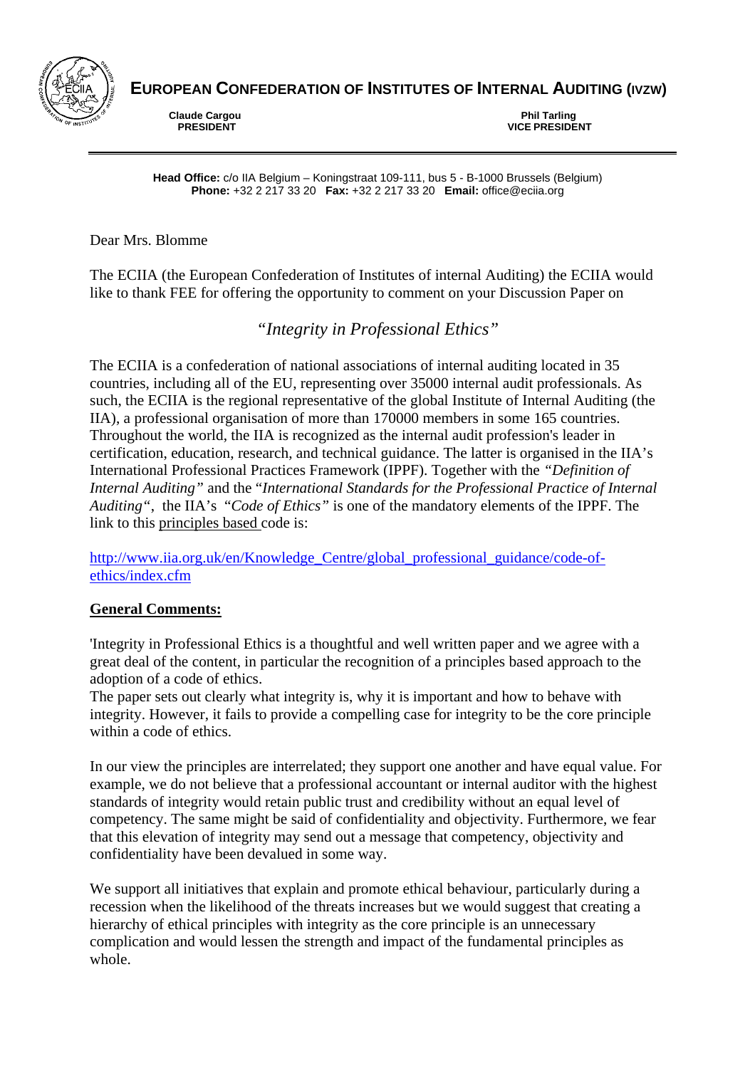**EUROPEAN CONFEDERATION OF INSTITUTES OF INTERNAL AUDITING (IVZW)**

**Claude Cargou**
**PRESIDENT**

**Phil Tarling**
**VICE PRESIDENT**

---

**Head Office:** c/o IIA Belgium – Koningstraat 109-111, bus 5 - B-1000 Brussels (Belgium)
**Phone:** +32 2 217 33 20 **Fax:** +32 2 217 33 20 **Email:** office@eciia.org

Dear Mrs. Blomme

The ECIIA (the European Confederation of Institutes of internal Auditing) the ECIIA would like to thank FEE for offering the opportunity to comment on your Discussion Paper on

*"Integrity in Professional Ethics"*

The ECIIA is a confederation of national associations of internal auditing located in 35 countries, including all of the EU, representing over 35000 internal audit professionals. As such, the ECIIA is the regional representative of the global Institute of Internal Auditing (the IIA), a professional organisation of more than 170000 members in some 165 countries. Throughout the world, the IIA is recognized as the internal audit profession's leader in certification, education, research, and technical guidance. The latter is organised in the IIA's International Professional Practices Framework (IPPF). Together with the *"Definition of Internal Auditing"* and the "*International Standards for the Professional Practice of Internal Auditing*", the IIA's *"Code of Ethics"* is one of the mandatory elements of the IPPF. The link to this principles based code is:

http://www.iia.org.uk/en/Knowledge_Centre/global_professional_guidance/code-of-ethics/index.cfm

**General Comments:**

'Integrity in Professional Ethics is a thoughtful and well written paper and we agree with a great deal of the content, in particular the recognition of a principles based approach to the adoption of a code of ethics.
The paper sets out clearly what integrity is, why it is important and how to behave with integrity. However, it fails to provide a compelling case for integrity to be the core principle within a code of ethics.

In our view the principles are interrelated; they support one another and have equal value. For example, we do not believe that a professional accountant or internal auditor with the highest standards of integrity would retain public trust and credibility without an equal level of competency. The same might be said of confidentiality and objectivity. Furthermore, we fear that this elevation of integrity may send out a message that competency, objectivity and confidentiality have been devalued in some way.

We support all initiatives that explain and promote ethical behaviour, particularly during a recession when the likelihood of the threats increases but we would suggest that creating a hierarchy of ethical principles with integrity as the core principle is an unnecessary complication and would lessen the strength and impact of the fundamental principles as whole.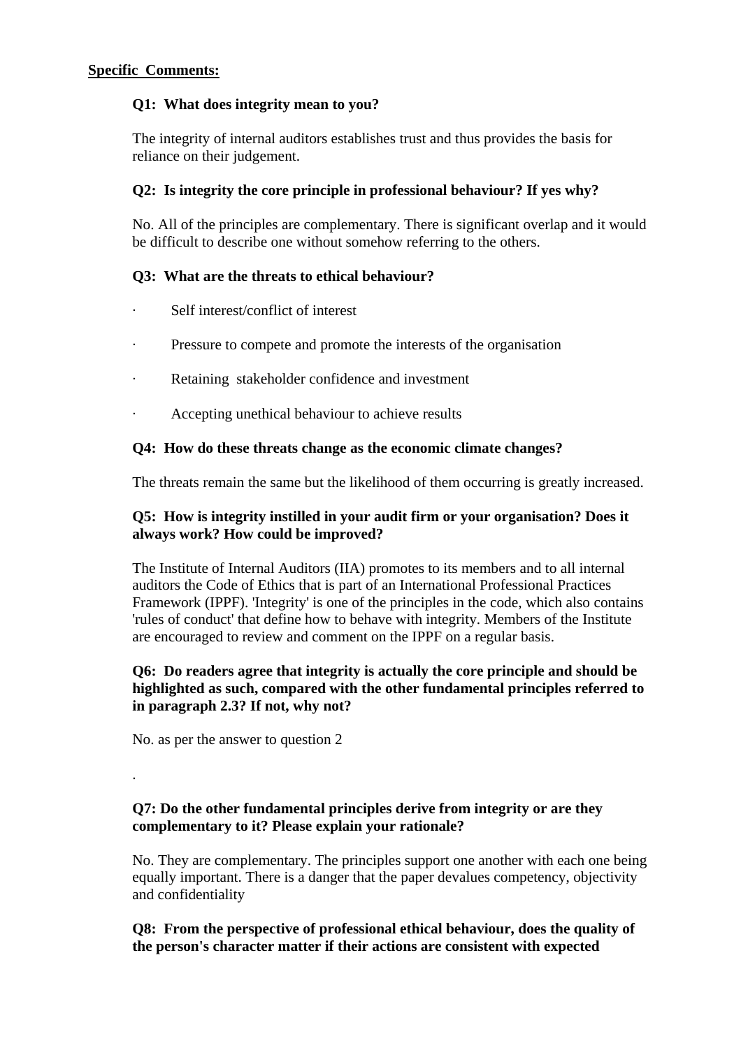**Specific Comments:**

**Q1: What does integrity mean to you?**

The integrity of internal auditors establishes trust and thus provides the basis for reliance on their judgement.

**Q2: Is integrity the core principle in professional behaviour? If yes why?**

No. All of the principles are complementary. There is significant overlap and it would be difficult to describe one without somehow referring to the others.

**Q3: What are the threats to ethical behaviour?**

- Self interest/conflict of interest
- Pressure to compete and promote the interests of the organisation
- Retaining stakeholder confidence and investment
- Accepting unethical behaviour to achieve results

**Q4: How do these threats change as the economic climate changes?**

The threats remain the same but the likelihood of them occurring is greatly increased.

**Q5: How is integrity instilled in your audit firm or your organisation? Does it always work? How could be improved?**

The Institute of Internal Auditors (IIA) promotes to its members and to all internal auditors the Code of Ethics that is part of an International Professional Practices Framework (IPPF). 'Integrity' is one of the principles in the code, which also contains 'rules of conduct' that define how to behave with integrity. Members of the Institute are encouraged to review and comment on the IPPF on a regular basis.

**Q6: Do readers agree that integrity is actually the core principle and should be highlighted as such, compared with the other fundamental principles referred to in paragraph 2.3? If not, why not?**

No. as per the answer to question 2

.

**Q7: Do the other fundamental principles derive from integrity or are they complementary to it? Please explain your rationale?**

No. They are complementary. The principles support one another with each one being equally important. There is a danger that the paper devalues competency, objectivity and confidentiality

**Q8: From the perspective of professional ethical behaviour, does the quality of the person's character matter if their actions are consistent with expected**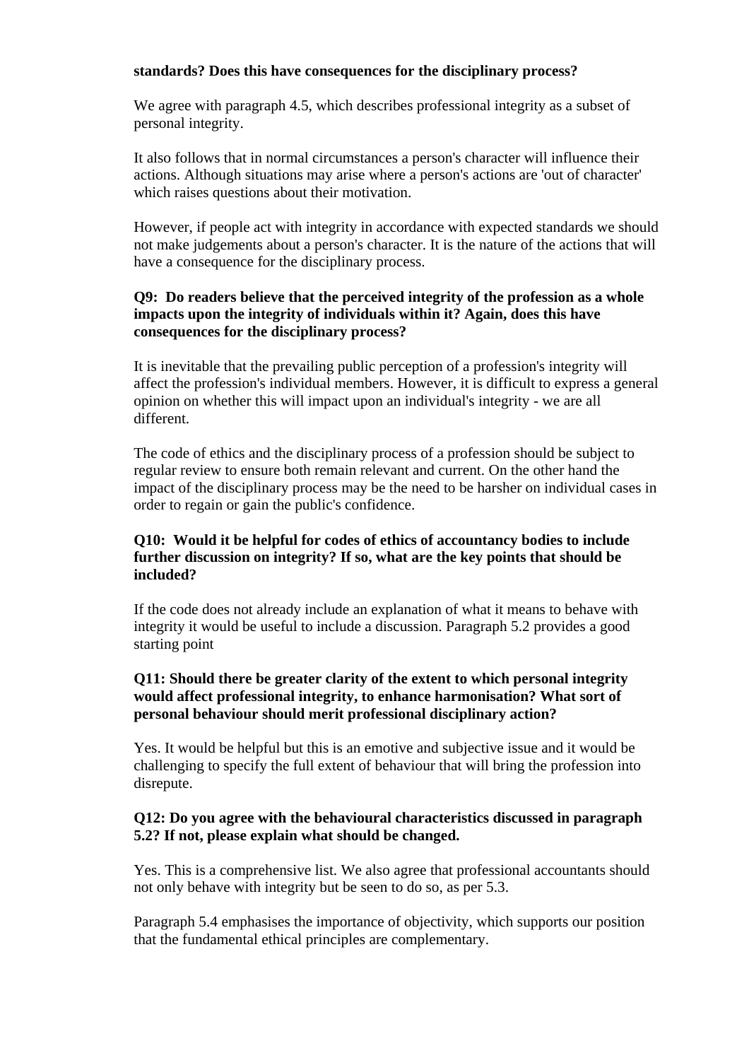**standards? Does this have consequences for the disciplinary process?**

We agree with paragraph 4.5, which describes professional integrity as a subset of personal integrity.

It also follows that in normal circumstances a person's character will influence their actions. Although situations may arise where a person's actions are 'out of character' which raises questions about their motivation.

However, if people act with integrity in accordance with expected standards we should not make judgements about a person's character. It is the nature of the actions that will have a consequence for the disciplinary process.

**Q9: Do readers believe that the perceived integrity of the profession as a whole impacts upon the integrity of individuals within it? Again, does this have consequences for the disciplinary process?**

It is inevitable that the prevailing public perception of a profession's integrity will affect the profession's individual members. However, it is difficult to express a general opinion on whether this will impact upon an individual's integrity - we are all different.

The code of ethics and the disciplinary process of a profession should be subject to regular review to ensure both remain relevant and current. On the other hand the impact of the disciplinary process may be the need to be harsher on individual cases in order to regain or gain the public's confidence.

**Q10: Would it be helpful for codes of ethics of accountancy bodies to include further discussion on integrity? If so, what are the key points that should be included?**

If the code does not already include an explanation of what it means to behave with integrity it would be useful to include a discussion. Paragraph 5.2 provides a good starting point

**Q11: Should there be greater clarity of the extent to which personal integrity would affect professional integrity, to enhance harmonisation? What sort of personal behaviour should merit professional disciplinary action?**

Yes. It would be helpful but this is an emotive and subjective issue and it would be challenging to specify the full extent of behaviour that will bring the profession into disrepute.

**Q12: Do you agree with the behavioural characteristics discussed in paragraph 5.2? If not, please explain what should be changed.**

Yes. This is a comprehensive list. We also agree that professional accountants should not only behave with integrity but be seen to do so, as per 5.3.

Paragraph 5.4 emphasises the importance of objectivity, which supports our position that the fundamental ethical principles are complementary.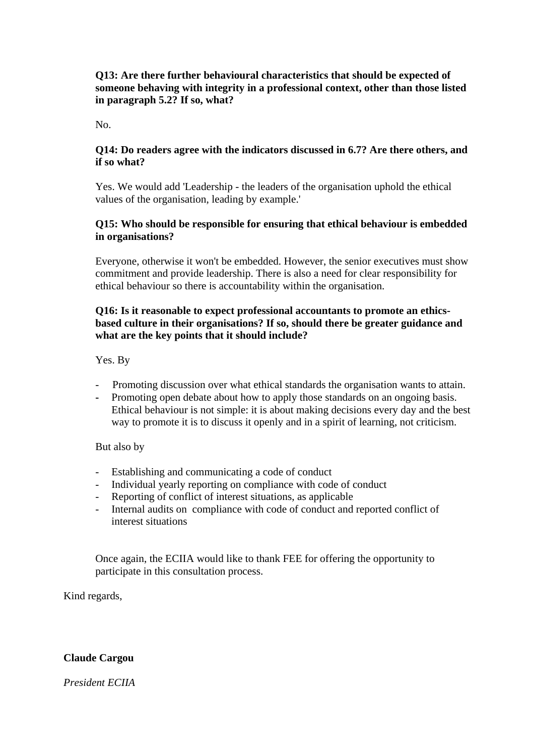**Q13: Are there further behavioural characteristics that should be expected of someone behaving with integrity in a professional context, other than those listed in paragraph 5.2? If so, what?**

No.

**Q14: Do readers agree with the indicators discussed in 6.7? Are there others, and if so what?**

Yes. We would add 'Leadership - the leaders of the organisation uphold the ethical values of the organisation, leading by example.'

**Q15: Who should be responsible for ensuring that ethical behaviour is embedded in organisations?**

Everyone, otherwise it won't be embedded. However, the senior executives must show commitment and provide leadership. There is also a need for clear responsibility for ethical behaviour so there is accountability within the organisation.

**Q16: Is it reasonable to expect professional accountants to promote an ethics-based culture in their organisations? If so, should there be greater guidance and what are the key points that it should include?**

Yes. By

- Promoting discussion over what ethical standards the organisation wants to attain.
- Promoting open debate about how to apply those standards on an ongoing basis. Ethical behaviour is not simple: it is about making decisions every day and the best way to promote it is to discuss it openly and in a spirit of learning, not criticism.

But also by

- Establishing and communicating a code of conduct
- Individual yearly reporting on compliance with code of conduct
- Reporting of conflict of interest situations, as applicable
- Internal audits on compliance with code of conduct and reported conflict of interest situations

Once again, the ECIIA would like to thank FEE for offering the opportunity to participate in this consultation process.

Kind regards,

**Claude Cargou**

*President ECIIA*